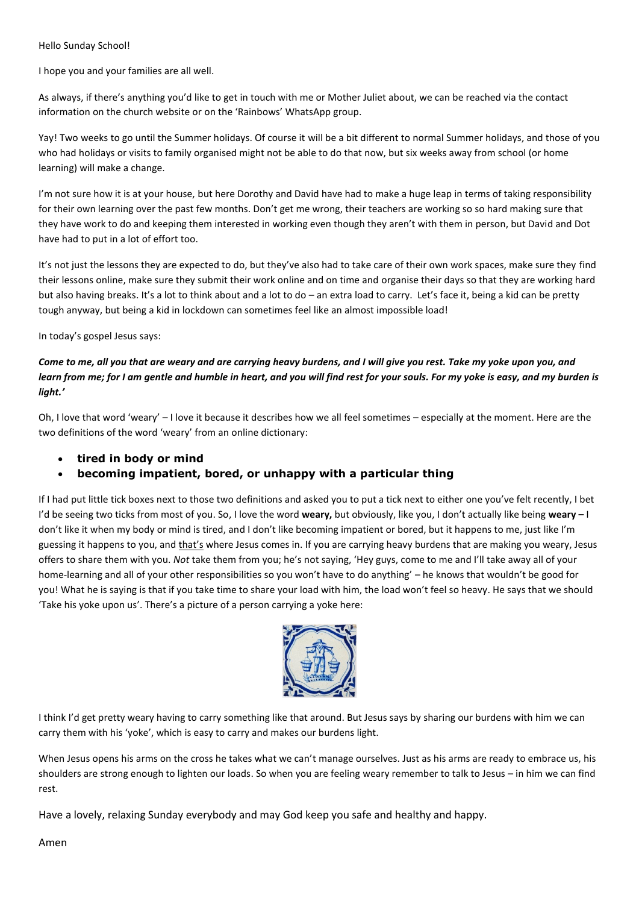Hello Sunday School!

I hope you and your families are all well.

As always, if there's anything you'd like to get in touch with me or Mother Juliet about, we can be reached via the contact information on the church website or on the 'Rainbows' WhatsApp group.

Yay! Two weeks to go until the Summer holidays. Of course it will be a bit different to normal Summer holidays, and those of you who had holidays or visits to family organised might not be able to do that now, but six weeks away from school (or home learning) will make a change.

I'm not sure how it is at your house, but here Dorothy and David have had to make a huge leap in terms of taking responsibility for their own learning over the past few months. Don't get me wrong, their teachers are working so so hard making sure that they have work to do and keeping them interested in working even though they aren't with them in person, but David and Dot have had to put in a lot of effort too.

It's not just the lessons they are expected to do, but they've also had to take care of their own work spaces, make sure they find their lessons online, make sure they submit their work online and on time and organise their days so that they are working hard but also having breaks. It's a lot to think about and a lot to do – an extra load to carry. Let's face it, being a kid can be pretty tough anyway, but being a kid in lockdown can sometimes feel like an almost impossible load!

In today's gospel Jesus says:

***Come to me, all you that are weary and are carrying heavy burdens, and I will give you rest. Take my yoke upon you, and learn from me; for I am gentle and humble in heart, and you will find rest for your souls. For my yoke is easy, and my burden is light.'***

Oh, I love that word 'weary' – I love it because it describes how we all feel sometimes – especially at the moment. Here are the two definitions of the word 'weary' from an online dictionary:

- **tired in body or mind**
- **becoming impatient, bored, or unhappy with a particular thing**

If I had put little tick boxes next to those two definitions and asked you to put a tick next to either one you've felt recently, I bet I'd be seeing two ticks from most of you. So, I love the word **weary,** but obviously, like you, I don't actually like being **weary –** I don't like it when my body or mind is tired, and I don't like becoming impatient or bored, but it happens to me, just like I'm guessing it happens to you, and that's where Jesus comes in. If you are carrying heavy burdens that are making you weary, Jesus offers to share them with you. *Not* take them from you; he's not saying, 'Hey guys, come to me and I'll take away all of your home-learning and all of your other responsibilities so you won't have to do anything' – he knows that wouldn't be good for you! What he is saying is that if you take time to share your load with him, the load won't feel so heavy. He says that we should 'Take his yoke upon us'. There's a picture of a person carrying a yoke here:

I think I'd get pretty weary having to carry something like that around. But Jesus says by sharing our burdens with him we can carry them with his 'yoke', which is easy to carry and makes our burdens light.

When Jesus opens his arms on the cross he takes what we can't manage ourselves. Just as his arms are ready to embrace us, his shoulders are strong enough to lighten our loads. So when you are feeling weary remember to talk to Jesus – in him we can find rest.

Have a lovely, relaxing Sunday everybody and may God keep you safe and healthy and happy.

Amen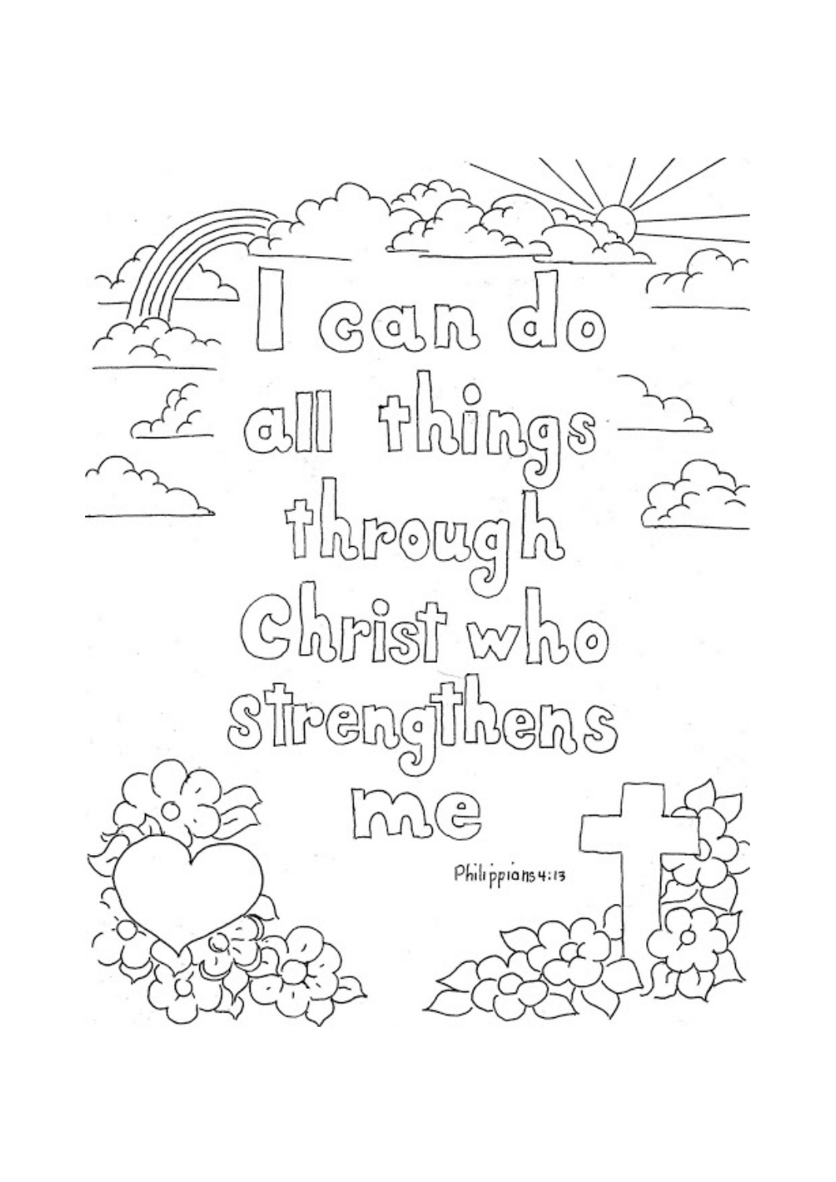I can do all things through Christ who strengthens me

Philippians 4:13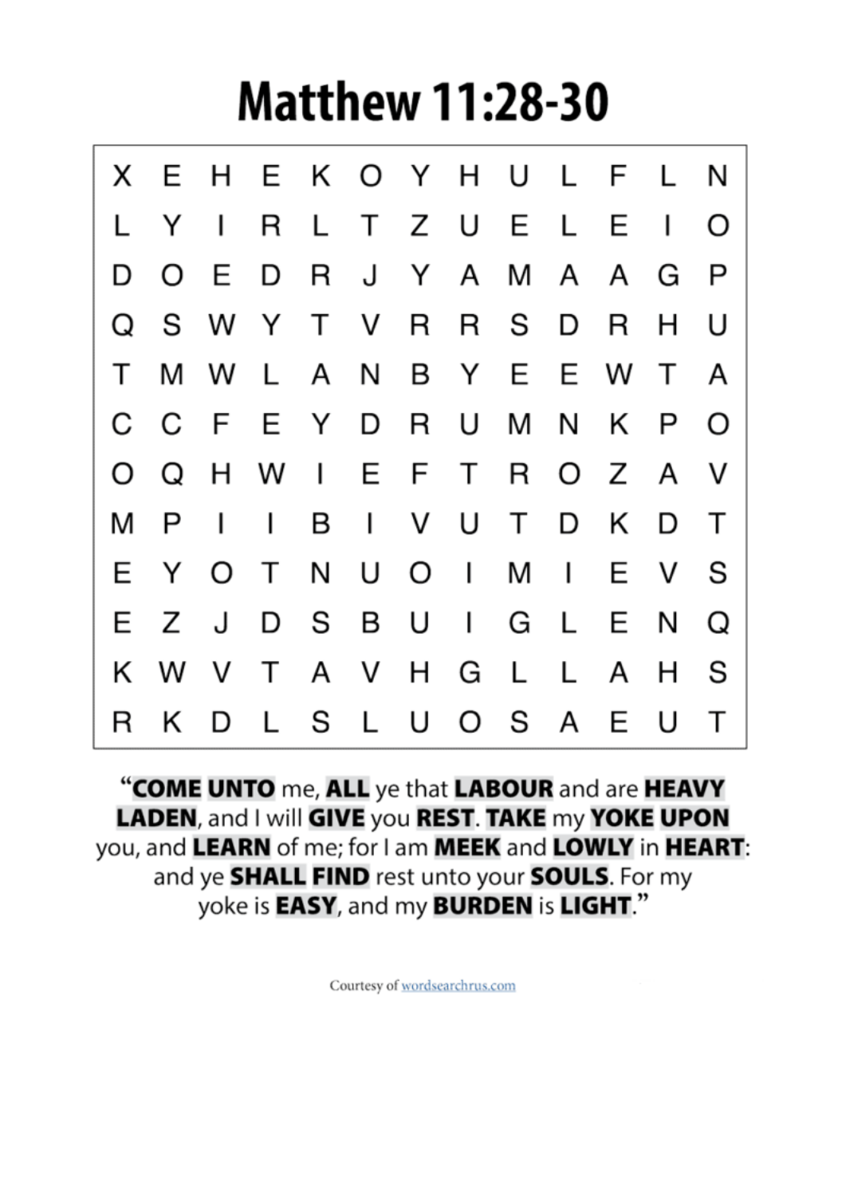# Matthew 11:28-30

| | | | | | | | | | | | | |
|---|---|---|---|---|---|---|---|---|---|---|---|---|
| X | E | H | E | K | O | Y | H | U | L | F | L | N |
| L | Y | I | R | L | T | Z | U | E | L | E | I | O |
| D | O | E | D | R | J | Y | A | M | A | A | G | P |
| Q | S | W | Y | T | V | R | R | S | D | R | H | U |
| T | M | W | L | A | N | B | Y | E | E | W | T | A |
| C | C | F | E | Y | D | R | U | M | N | K | P | O |
| O | Q | H | W | I | E | F | T | R | O | Z | A | V |
| M | P | I | I | B | I | V | U | T | D | K | D | T |
| E | Y | O | T | N | U | O | I | M | I | E | V | S |
| E | Z | J | D | S | B | U | I | G | L | E | N | Q |
| K | W | V | T | A | V | H | G | L | L | A | H | S |
| R | K | D | L | S | L | U | O | S | A | E | U | T |

"**COME UNTO** me, **ALL** ye that **LABOUR** and are **HEAVY LADEN**, and I will **GIVE** you **REST**. **TAKE** my **YOKE UPON** you, and **LEARN** of me; for I am **MEEK** and **LOWLY** in **HEART**: and ye **SHALL FIND** rest unto your **SOULS**. For my yoke is **EASY**, and my **BURDEN** is **LIGHT**."

Courtesy of wordsearchrus.com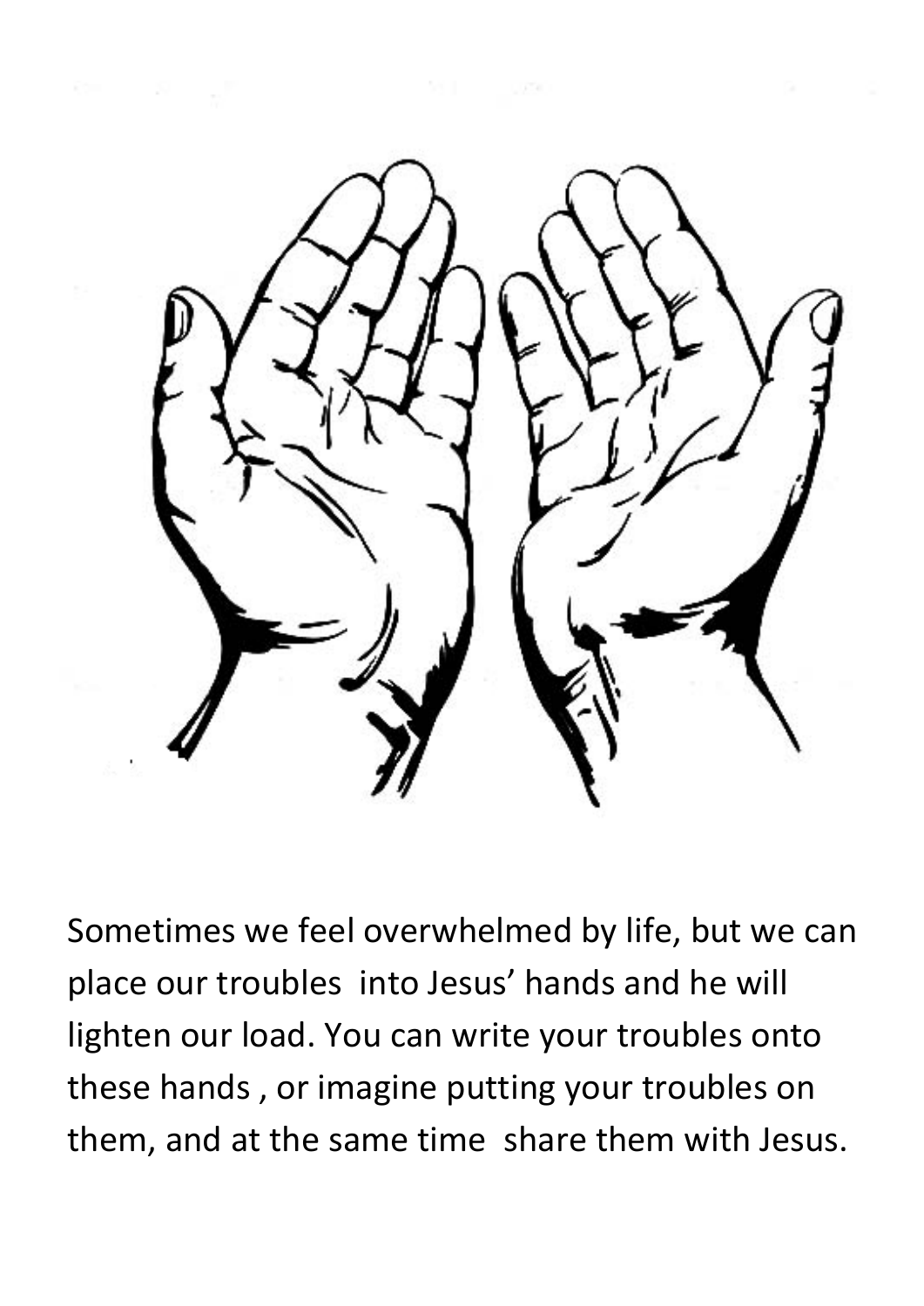Sometimes we feel overwhelmed by life, but we can place our troubles into Jesus' hands and he will lighten our load. You can write your troubles onto these hands , or imagine putting your troubles on them, and at the same time share them with Jesus.